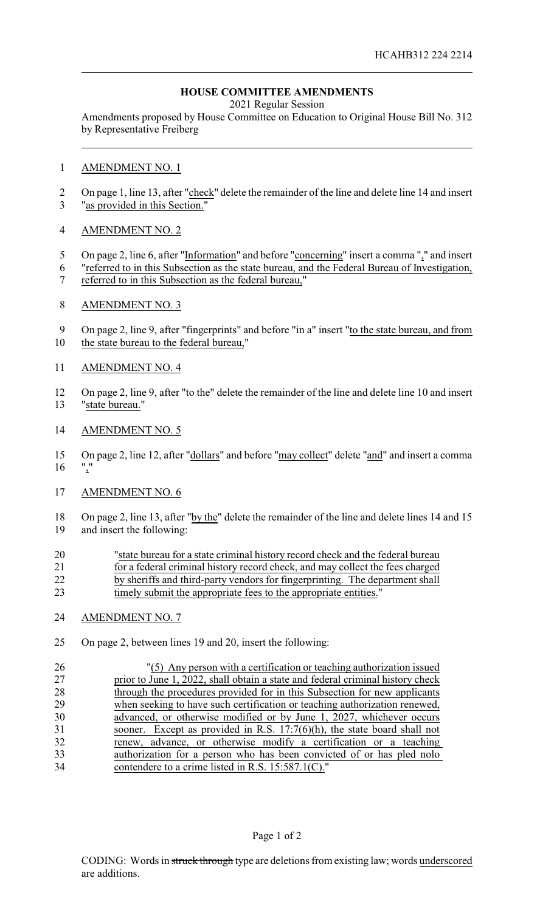HCAHB312 224 2214

# HOUSE COMMITTEE AMENDMENTS

2021 Regular Session

Amendments proposed by House Committee on Education to Original House Bill No. 312 by Representative Freiberg

AMENDMENT NO. 1

On page 1, line 13, after "check" delete the remainder of the line and delete line 14 and insert "as provided in this Section."

AMENDMENT NO. 2

On page 2, line 6, after "Information" and before "concerning" insert a comma "," and insert "referred to in this Subsection as the state bureau, and the Federal Bureau of Investigation, referred to in this Subsection as the federal bureau,"

AMENDMENT NO. 3

On page 2, line 9, after "fingerprints" and before "in a" insert "to the state bureau, and from the state bureau to the federal bureau,"

AMENDMENT NO. 4

On page 2, line 9, after "to the" delete the remainder of the line and delete line 10 and insert "state bureau."

AMENDMENT NO. 5

On page 2, line 12, after "dollars" and before "may collect" delete "and" and insert a comma ","

AMENDMENT NO. 6

On page 2, line 13, after "by the" delete the remainder of the line and delete lines 14 and 15 and insert the following:

> "state bureau for a state criminal history record check and the federal bureau for a federal criminal history record check, and may collect the fees charged by sheriffs and third-party vendors for fingerprinting. The department shall timely submit the appropriate fees to the appropriate entities."

AMENDMENT NO. 7

On page 2, between lines 19 and 20, insert the following:

> "(5) Any person with a certification or teaching authorization issued prior to June 1, 2022, shall obtain a state and federal criminal history check through the procedures provided for in this Subsection for new applicants when seeking to have such certification or teaching authorization renewed, advanced, or otherwise modified or by June 1, 2027, whichever occurs sooner. Except as provided in R.S. 17:7(6)(h), the state board shall not renew, advance, or otherwise modify a certification or a teaching authorization for a person who has been convicted of or has pled nolo contendere to a crime listed in R.S. 15:587.1(C)."

CODING: Words in ~~struck through~~ type are deletions from existing law; words underscored are additions.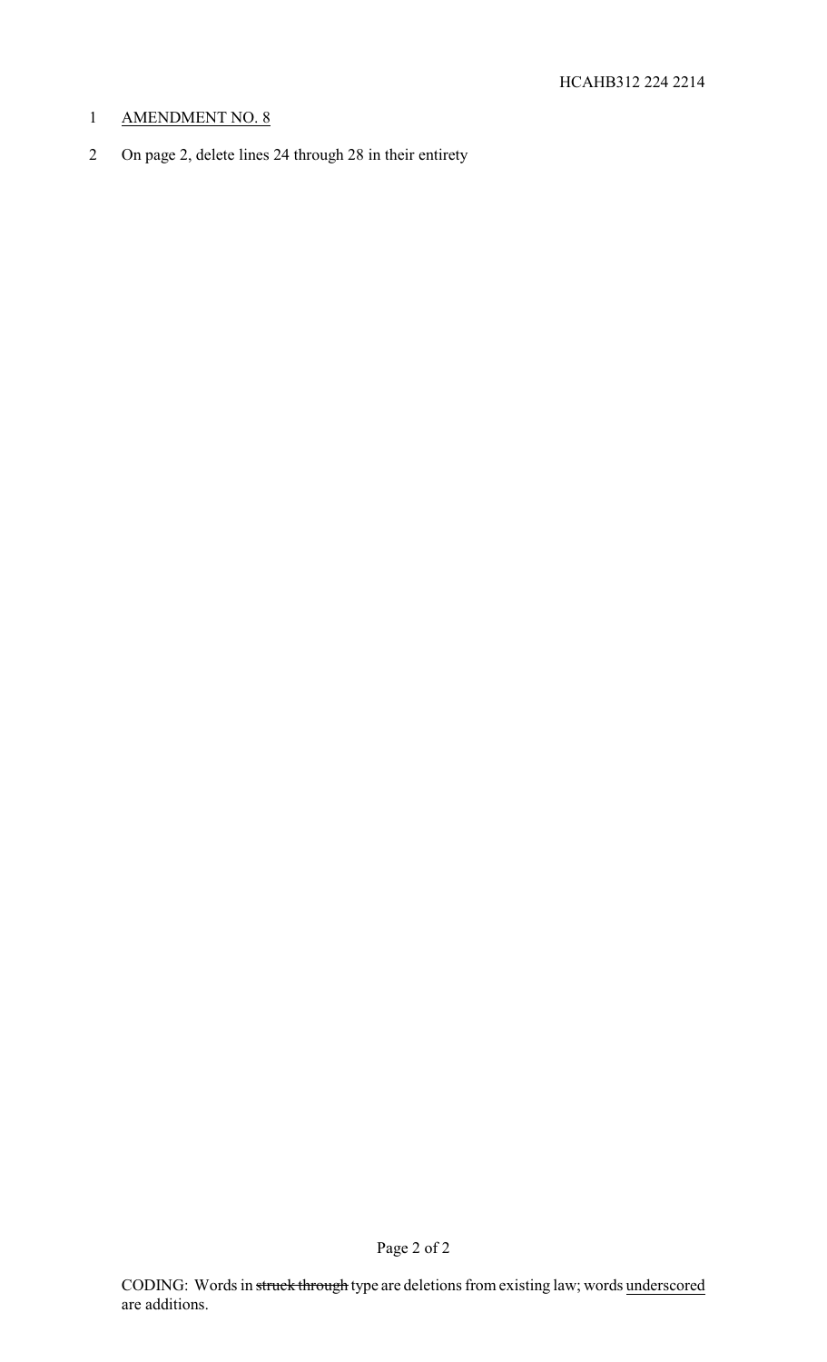AMENDMENT NO. 8

On page 2, delete lines 24 through 28 in their entirety